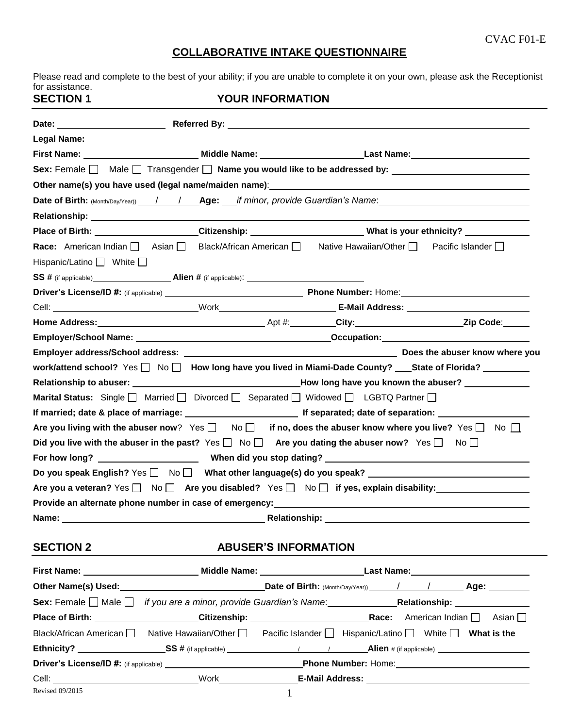CVAC F01-E

# COLLABORATIVE INTAKE QUESTIONNAIRE

Please read and complete to the best of your ability; if you are unable to complete it on your own, please ask the Receptionist for assistance.

## SECTION 1 YOUR INFORMATION

**Date:** ______________ **Referred By:** ______________________________

**Legal Name:**

**First Name:** ______________ **Middle Name:** ______________ **Last Name:** ______________

**Sex:** Female ☐ Male ☐ Transgender ☐ **Name you would like to be addressed by:** ______________

**Other name(s) you have used (legal name/maiden name)**: ______________________________

**Date of Birth:** (Month/Day/Year)) ___/___/___ **Age:** ___ *if minor, provide Guardian's Name*: ______________

**Relationship:** ______________________________

**Place of Birth:** ______________ **Citizenship:** ______________ **What is your ethnicity?** ______________

**Race:** American Indian ☐ Asian ☐ Black/African American ☐ Native Hawaiian/Other ☐ Pacific Islander ☐ Hispanic/Latino ☐ White ☐

**SS #** (if applicable) ______________ **Alien #** (if applicable): ______________

**Driver's License/ID #:** (if applicable) ______________ **Phone Number:** Home: ______________

Cell: ______________ Work ______________ **E-Mail Address:** ______________

**Home Address:** ______________ Apt #: ______ **City:** ______________ **Zip Code**: ______

**Employer/School Name:** ______________ **Occupation:** ______________

**Employer address/School address:** ______________ **Does the abuser know where you work/attend school?** Yes ☐ No ☐ **How long have you lived in Miami-Dade County?** ___ **State of Florida?** ______

**Relationship to abuser:** ______________ **How long have you known the abuser?** ______________

**Marital Status:** Single ☐ Married ☐ Divorced ☐ Separated ☐ Widowed ☐ LGBTQ Partner ☐

**If married; date & place of marriage:** ______________ **If separated; date of separation:** ______________

**Are you living with the abuser now**? Yes ☐ No ☐ **if no, does the abuser know where you live?** Yes ☐ No ☐

**Did you live with the abuser in the past?** Yes ☐ No ☐ **Are you dating the abuser now?** Yes ☐ No ☐

**For how long?** ______________ **When did you stop dating?** ______________

**Do you speak English?** Yes ☐ No ☐ **What other language(s) do you speak?** ______________

**Are you a veteran?** Yes ☐ No ☐ **Are you disabled?** Yes ☐ No ☐ **if yes, explain disability:** ______________

**Provide an alternate phone number in case of emergency:** ______________________________

**Name:** ______________ **Relationship:** ______________

## SECTION 2 ABUSER'S INFORMATION

**First Name:** ______________ **Middle Name:** ______________ **Last Name:** ______________

**Other Name(s) Used:** ______________ **Date of Birth:** (Month/Day/Year)) ___/___/___ **Age:** ______

**Sex:** Female ☐ Male ☐ *if you are a minor, provide Guardian's Name*: ______________ **Relationship:** ______________

**Place of Birth:** ______________ **Citizenship:** ______________ **Race:** American Indian ☐ Asian ☐ Black/African American ☐ Native Hawaiian/Other ☐ Pacific Islander ☐ Hispanic/Latino ☐ White ☐ **What is the Ethnicity?** ______________ **SS #** (if applicable) ___/___/___ **Alien #** (if applicable) ______________

**Driver's License/ID #:** (if applicable) ______________ **Phone Number:** Home: ______________

Cell: ______________ Work ______________ **E-Mail Address:** ______________

Revised 09/2015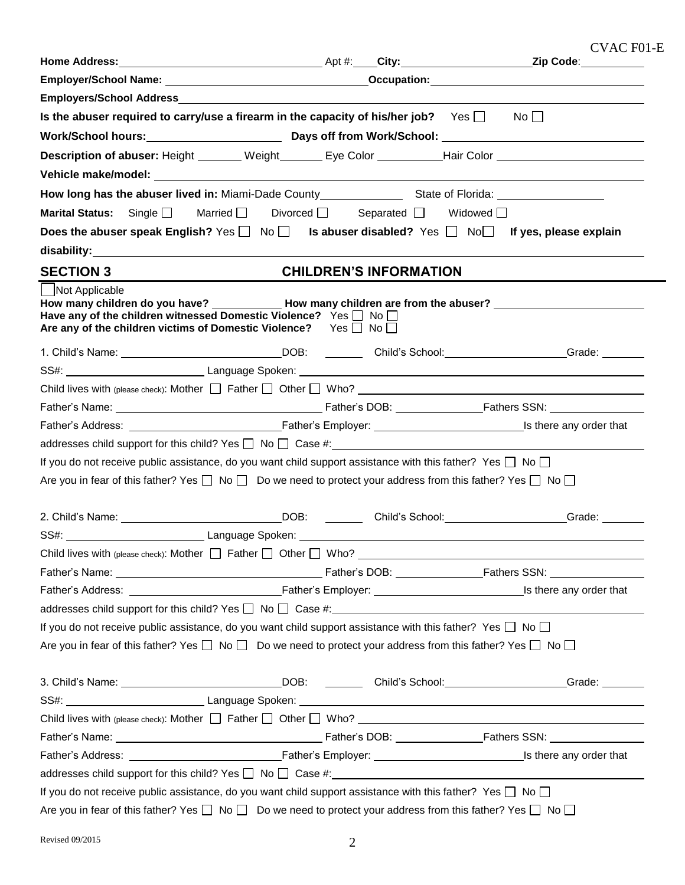CVAC F01-E

**Home Address:** ______________________ Apt #: ____ **City:** ______________ **Zip Code**: ________

**Employer/School Name:** ______________________ **Occupation:** ______________________

**Employers/School Address** ______________________

**Is the abuser required to carry/use a firearm in the capacity of his/her job?** Yes ☐ No ☐

**Work/School hours:** ______________ **Days off from Work/School:** ______________

**Description of abuser:** Height ______ Weight ______ Eye Color ________ Hair Color ______________

**Vehicle make/model:** ______________________

**How long has the abuser lived in:** Miami-Dade County ____________ State of Florida: ______________

**Marital Status:** Single ☐ Married ☐ Divorced ☐ Separated ☐ Widowed ☐

**Does the abuser speak English?** Yes ☐ No ☐ **Is abuser disabled?** Yes ☐ No ☐ **If yes, please explain disability:** ______________________

## SECTION 3 CHILDREN'S INFORMATION

☐ Not Applicable

**How many children do you have?** ________ **How many children are from the abuser?** ______________

**Have any of the children witnessed Domestic Violence?** Yes ☐ No ☐

**Are any of the children victims of Domestic Violence?** Yes ☐ No ☐

1. Child's Name: ______________________ DOB: ______ Child's School: ______________ Grade: ______

SS#: ______________ Language Spoken: ______________________

Child lives with (please check): Mother ☐ Father ☐ Other ☐ Who? ______________________

Father's Name: ______________________ Father's DOB: ____________ Fathers SSN: ____________

Father's Address: ______________ Father's Employer: ______________ Is there any order that addresses child support for this child? Yes ☐ No ☐ Case #: ______________

If you do not receive public assistance, do you want child support assistance with this father? Yes ☐ No ☐

Are you in fear of this father? Yes ☐ No ☐ Do we need to protect your address from this father? Yes ☐ No ☐

2. Child's Name: ______________________ DOB: ______ Child's School: ______________ Grade: ______

SS#: ______________ Language Spoken: ______________________

Child lives with (please check): Mother ☐ Father ☐ Other ☐ Who? ______________________

Father's Name: ______________________ Father's DOB: ____________ Fathers SSN: ____________

Father's Address: ______________ Father's Employer: ______________ Is there any order that addresses child support for this child? Yes ☐ No ☐ Case #: ______________

If you do not receive public assistance, do you want child support assistance with this father? Yes ☐ No ☐

Are you in fear of this father? Yes ☐ No ☐ Do we need to protect your address from this father? Yes ☐ No ☐

3. Child's Name: ______________________ DOB: ______ Child's School: ______________ Grade: ______

SS#: ______________ Language Spoken: ______________________

Child lives with (please check): Mother ☐ Father ☐ Other ☐ Who? ______________________

Father's Name: ______________________ Father's DOB: ____________ Fathers SSN: ____________

Father's Address: ______________ Father's Employer: ______________ Is there any order that addresses child support for this child? Yes ☐ No ☐ Case #: ______________

If you do not receive public assistance, do you want child support assistance with this father? Yes ☐ No ☐

Are you in fear of this father? Yes ☐ No ☐ Do we need to protect your address from this father? Yes ☐ No ☐

Revised 09/2015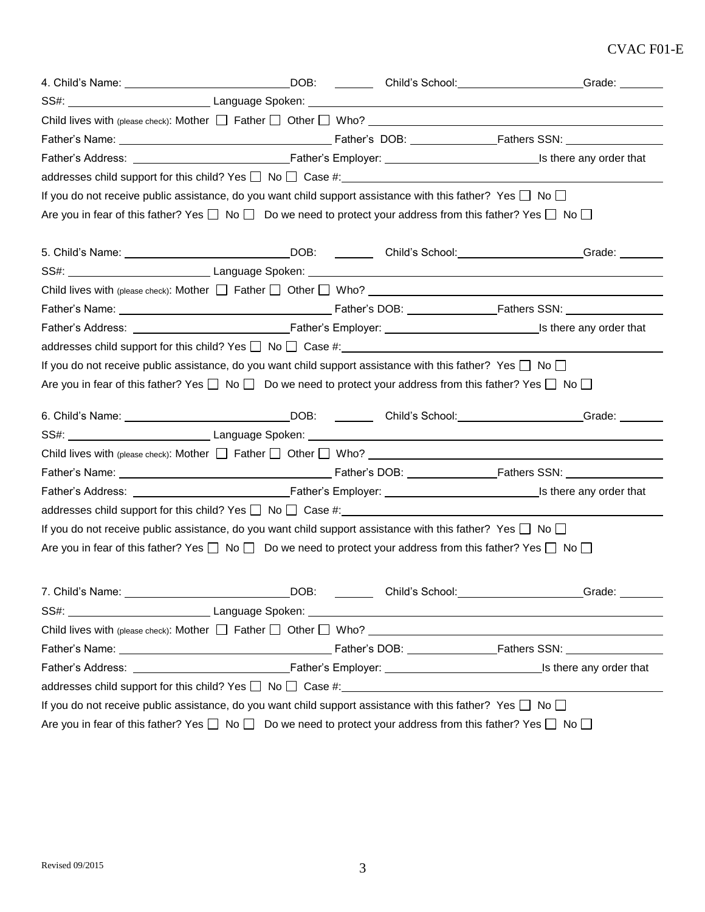4. Child's Name: ____________________ DOB: ______ Child's School: ____________________ Grade: ______

SS#: ____________________ Language Spoken: ____________________

Child lives with (please check): Mother ☐ Father ☐ Other ☐ Who? ____________________

Father's Name: ____________________ Father's DOB: ______________ Fathers SSN: ______________

Father's Address: ____________________ Father's Employer: ____________________ Is there any order that addresses child support for this child? Yes ☐ No ☐ Case #: ____________________

If you do not receive public assistance, do you want child support assistance with this father? Yes ☐ No ☐

Are you in fear of this father? Yes ☐ No ☐ Do we need to protect your address from this father? Yes ☐ No ☐

5. Child's Name: ____________________ DOB: ______ Child's School: ____________________ Grade: ______

SS#: ____________________ Language Spoken: ____________________

Child lives with (please check): Mother ☐ Father ☐ Other ☐ Who? ____________________

Father's Name: ____________________ Father's DOB: ______________ Fathers SSN: ______________

Father's Address: ____________________ Father's Employer: ____________________ Is there any order that addresses child support for this child? Yes ☐ No ☐ Case #: ____________________

If you do not receive public assistance, do you want child support assistance with this father? Yes ☐ No ☐

Are you in fear of this father? Yes ☐ No ☐ Do we need to protect your address from this father? Yes ☐ No ☐

6. Child's Name: ____________________ DOB: ______ Child's School: ____________________ Grade: ______

SS#: ____________________ Language Spoken: ____________________

Child lives with (please check): Mother ☐ Father ☐ Other ☐ Who? ____________________

Father's Name: ____________________ Father's DOB: ______________ Fathers SSN: ______________

Father's Address: ____________________ Father's Employer: ____________________ Is there any order that addresses child support for this child? Yes ☐ No ☐ Case #: ____________________

If you do not receive public assistance, do you want child support assistance with this father? Yes ☐ No ☐

Are you in fear of this father? Yes ☐ No ☐ Do we need to protect your address from this father? Yes ☐ No ☐

7. Child's Name: ____________________ DOB: ______ Child's School: ____________________ Grade: ______

SS#: ____________________ Language Spoken: ____________________

Child lives with (please check): Mother ☐ Father ☐ Other ☐ Who? ____________________

Father's Name: ____________________ Father's DOB: ______________ Fathers SSN: ______________

Father's Address: ____________________ Father's Employer: ____________________ Is there any order that addresses child support for this child? Yes ☐ No ☐ Case #: ____________________

If you do not receive public assistance, do you want child support assistance with this father? Yes ☐ No ☐

Are you in fear of this father? Yes ☐ No ☐ Do we need to protect your address from this father? Yes ☐ No ☐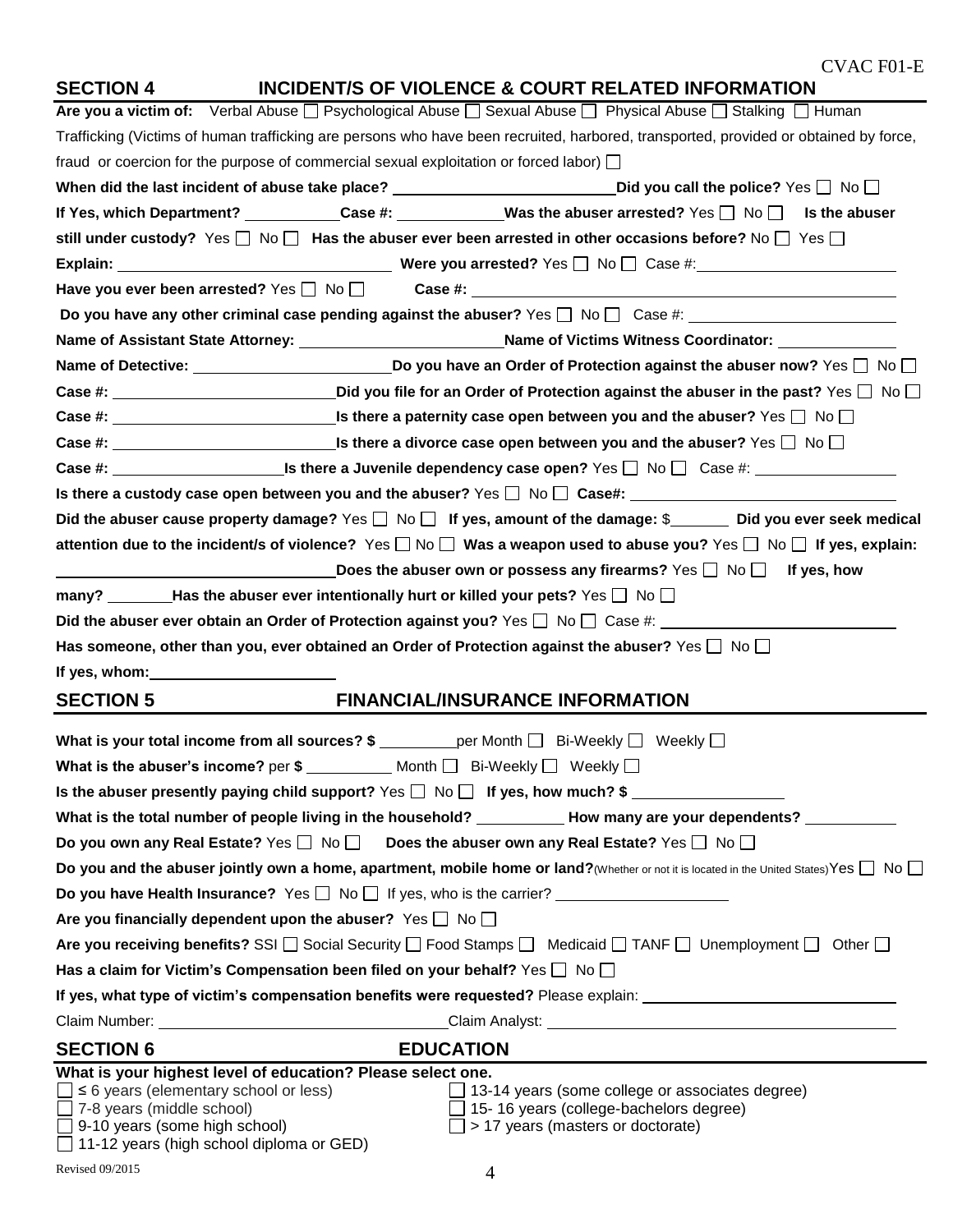CVAC F01-E

## SECTION 4 INCIDENT/S OF VIOLENCE & COURT RELATED INFORMATION

**Are you a victim of:** Verbal Abuse ☐ Psychological Abuse ☐ Sexual Abuse ☐ Physical Abuse ☐ Stalking ☐ Human Trafficking (Victims of human trafficking are persons who have been recruited, harbored, transported, provided or obtained by force, fraud or coercion for the purpose of commercial sexual exploitation or forced labor) ☐

**When did the last incident of abuse take place?** ______________________ **Did you call the police?** Yes ☐ No ☐

**If Yes, which Department?** __________ **Case #:** ___________ **Was the abuser arrested?** Yes ☐ No ☐ **Is the abuser still under custody?** Yes ☐ No ☐ **Has the abuser ever been arrested in other occasions before?** No ☐ Yes ☐

**Explain:** ____________________________ **Were you arrested?** Yes ☐ No ☐ Case #: ____________________

**Have you ever been arrested?** Yes ☐ No ☐ **Case #:** ____________________________________________

**Do you have any other criminal case pending against the abuser?** Yes ☐ No ☐ Case #: ____________________

**Name of Assistant State Attorney:** ____________________ **Name of Victims Witness Coordinator:** ____________

**Name of Detective:** ____________________ **Do you have an Order of Protection against the abuser now?** Yes ☐ No ☐

**Case #:** ______________________ **Did you file for an Order of Protection against the abuser in the past?** Yes ☐ No ☐

**Case #:** ______________________ **Is there a paternity case open between you and the abuser?** Yes ☐ No ☐

**Case #:** ______________________ **Is there a divorce case open between you and the abuser?** Yes ☐ No ☐

**Case #:** __________________ **Is there a Juvenile dependency case open?** Yes ☐ No ☐ Case #: ______________

**Is there a custody case open between you and the abuser?** Yes ☐ No ☐ **Case#:** __________________________

**Did the abuser cause property damage?** Yes ☐ No ☐ **If yes, amount of the damage:** $______ **Did you ever seek medical attention due to the incident/s of violence?** Yes ☐ No ☐ **Was a weapon used to abuse you?** Yes ☐ No ☐ **If yes, explain:** ____________________________ **Does the abuser own or possess any firearms?** Yes ☐ No ☐ **If yes, how many?** _______ **Has the abuser ever intentionally hurt or killed your pets?** Yes ☐ No ☐

**Did the abuser ever obtain an Order of Protection against you?** Yes ☐ No ☐ Case #: ______________________

**Has someone, other than you, ever obtained an Order of Protection against the abuser?** Yes ☐ No ☐

**If yes, whom:** ____________________

## SECTION 5 FINANCIAL/INSURANCE INFORMATION

**What is your total income from all sources? $** ________ per Month ☐ Bi-Weekly ☐ Weekly ☐

**What is the abuser's income?** per **$** _________ Month ☐ Bi-Weekly ☐ Weekly ☐

**Is the abuser presently paying child support?** Yes ☐ No ☐ **If yes, how much? $** ________________

**What is the total number of people living in the household?** _________ **How many are your dependents?** _________

**Do you own any Real Estate?** Yes ☐ No ☐ **Does the abuser own any Real Estate?** Yes ☐ No ☐

**Do you and the abuser jointly own a home, apartment, mobile home or land?** (Whether or not it is located in the United States) Yes ☐ No ☐

**Do you have Health Insurance?** Yes ☐ No ☐ If yes, who is the carrier? __________________

**Are you financially dependent upon the abuser?** Yes ☐ No ☐

**Are you receiving benefits?** SSI ☐ Social Security ☐ Food Stamps ☐ Medicaid ☐ TANF ☐ Unemployment ☐ Other ☐

**Has a claim for Victim's Compensation been filed on your behalf?** Yes ☐ No ☐

**If yes, what type of victim's compensation benefits were requested?** Please explain: __________________________

Claim Number: ______________________________ Claim Analyst: ____________________________________

## SECTION 6 EDUCATION

**What is your highest level of education? Please select one.**

☐ ≤ 6 years (elementary school or less)
☐ 7-8 years (middle school)
☐ 9-10 years (some high school)
☐ 11-12 years (high school diploma or GED)
☐ 13-14 years (some college or associates degree)
☐ 15- 16 years (college-bachelors degree)
☐ > 17 years (masters or doctorate)

Revised 09/2015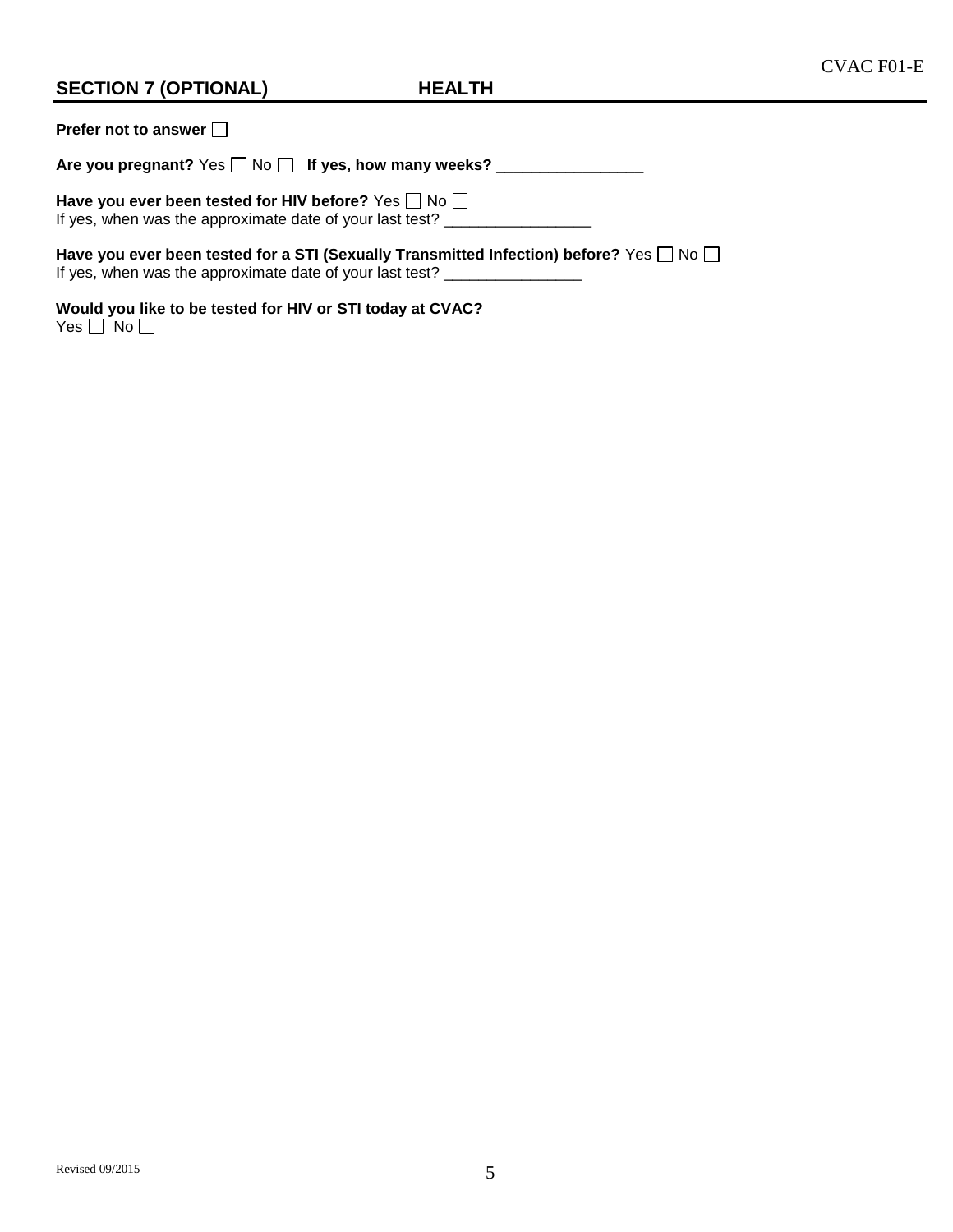## SECTION 7 (OPTIONAL) HEALTH

**Prefer not to answer** ☐

**Are you pregnant?** Yes ☐ No ☐ **If yes, how many weeks?** _________________

**Have you ever been tested for HIV before?** Yes ☐ No ☐
If yes, when was the approximate date of your last test? _________________

**Have you ever been tested for a STI (Sexually Transmitted Infection) before?** Yes ☐ No ☐
If yes, when was the approximate date of your last test? ________________

**Would you like to be tested for HIV or STI today at CVAC?**
Yes ☐ No ☐